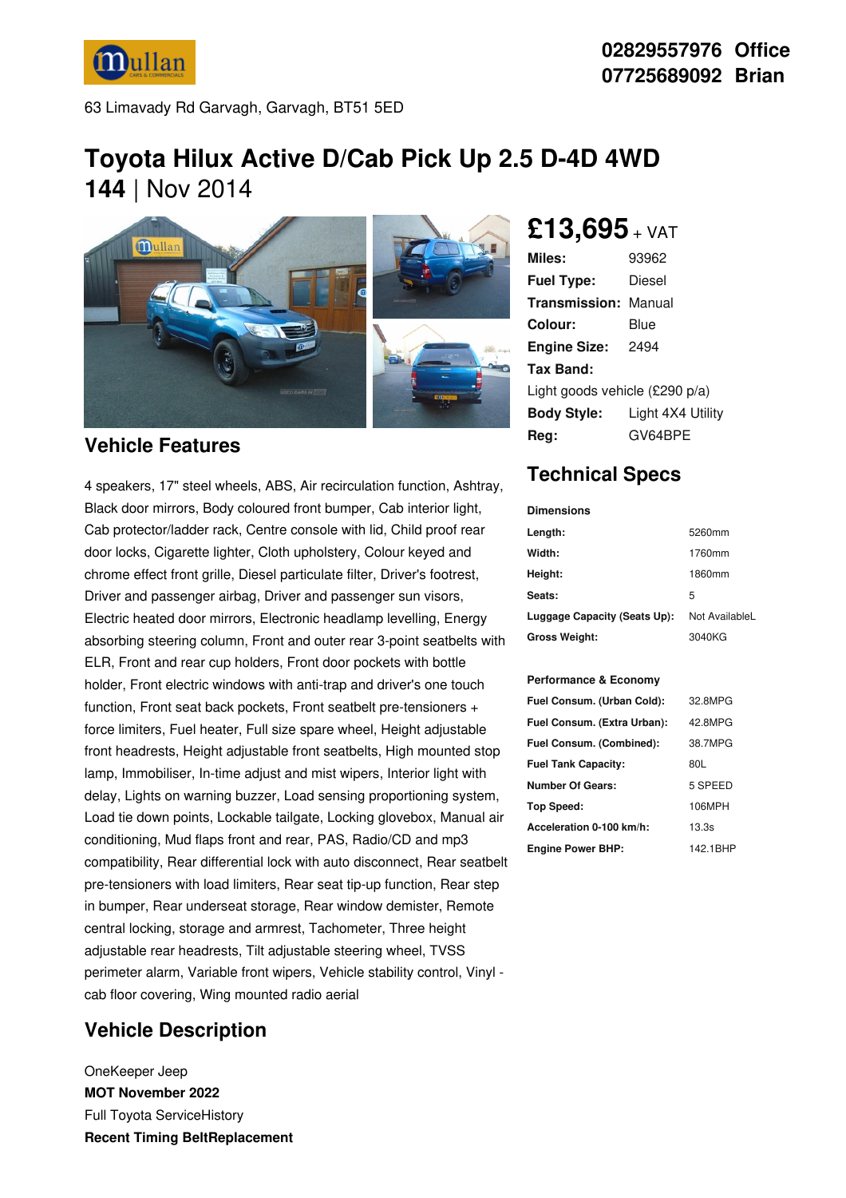02829557976 Office
07725689092 Brian

63 Limavady Rd Garvagh, Garvagh, BT51 5ED

# Toyota Hilux Active D/Cab Pick Up 2.5 D-4D 4WD

**144** | Nov 2014

## £13,695 + VAT

| | |
|---|---|
| **Miles:** | 93962 |
| **Fuel Type:** | Diesel |
| **Transmission:** | Manual |
| **Colour:** | Blue |
| **Engine Size:** | 2494 |
| **Tax Band:** | Light goods vehicle (£290 p/a) |
| **Body Style:** | Light 4X4 Utility |
| **Reg:** | GV64BPE |

## Vehicle Features

4 speakers, 17" steel wheels, ABS, Air recirculation function, Ashtray, Black door mirrors, Body coloured front bumper, Cab interior light, Cab protector/ladder rack, Centre console with lid, Child proof rear door locks, Cigarette lighter, Cloth upholstery, Colour keyed and chrome effect front grille, Diesel particulate filter, Driver's footrest, Driver and passenger airbag, Driver and passenger sun visors, Electric heated door mirrors, Electronic headlamp levelling, Energy absorbing steering column, Front and outer rear 3-point seatbelts with ELR, Front and rear cup holders, Front door pockets with bottle holder, Front electric windows with anti-trap and driver's one touch function, Front seat back pockets, Front seatbelt pre-tensioners + force limiters, Fuel heater, Full size spare wheel, Height adjustable front headrests, Height adjustable front seatbelts, High mounted stop lamp, Immobiliser, In-time adjust and mist wipers, Interior light with delay, Lights on warning buzzer, Load sensing proportioning system, Load tie down points, Lockable tailgate, Locking glovebox, Manual air conditioning, Mud flaps front and rear, PAS, Radio/CD and mp3 compatibility, Rear differential lock with auto disconnect, Rear seatbelt pre-tensioners with load limiters, Rear seat tip-up function, Rear step in bumper, Rear underseat storage, Rear window demister, Remote central locking, storage and armrest, Tachometer, Three height adjustable rear headrests, Tilt adjustable steering wheel, TVSS perimeter alarm, Variable front wipers, Vehicle stability control, Vinyl - cab floor covering, Wing mounted radio aerial

## Technical Specs

**Dimensions**

| | |
|---|---|
| **Length:** | 5260mm |
| **Width:** | 1760mm |
| **Height:** | 1860mm |
| **Seats:** | 5 |
| **Luggage Capacity (Seats Up):** | Not AvailableL |
| **Gross Weight:** | 3040KG |

**Performance & Economy**

| | |
|---|---|
| **Fuel Consum. (Urban Cold):** | 32.8MPG |
| **Fuel Consum. (Extra Urban):** | 42.8MPG |
| **Fuel Consum. (Combined):** | 38.7MPG |
| **Fuel Tank Capacity:** | 80L |
| **Number Of Gears:** | 5 SPEED |
| **Top Speed:** | 106MPH |
| **Acceleration 0-100 km/h:** | 13.3s |
| **Engine Power BHP:** | 142.1BHP |

## Vehicle Description

OneKeeper Jeep
**MOT November 2022**
Full Toyota ServiceHistory
**Recent Timing BeltReplacement**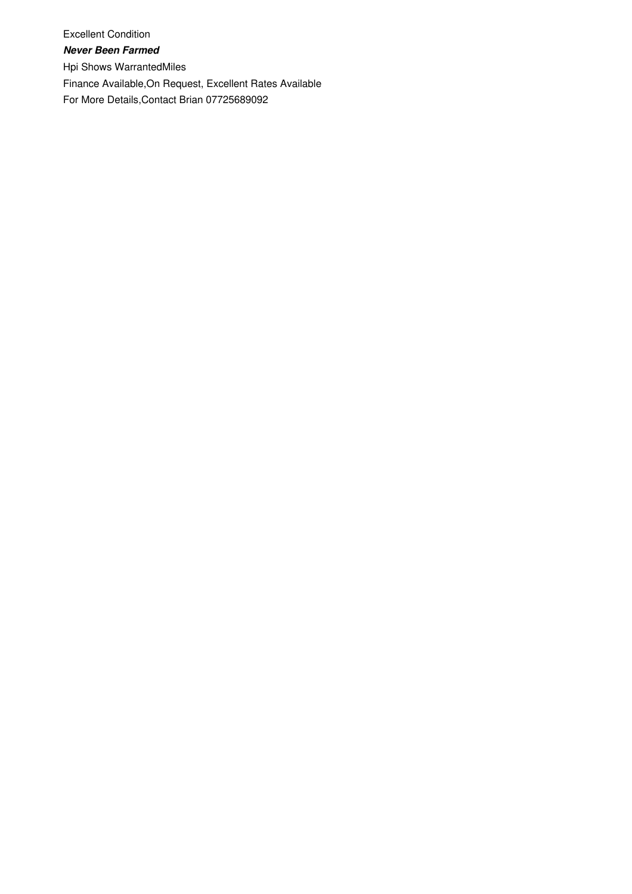Excellent Condition

***Never Been Farmed***

Hpi Shows WarrantedMiles

Finance Available,On Request, Excellent Rates Available

For More Details,Contact Brian 07725689092